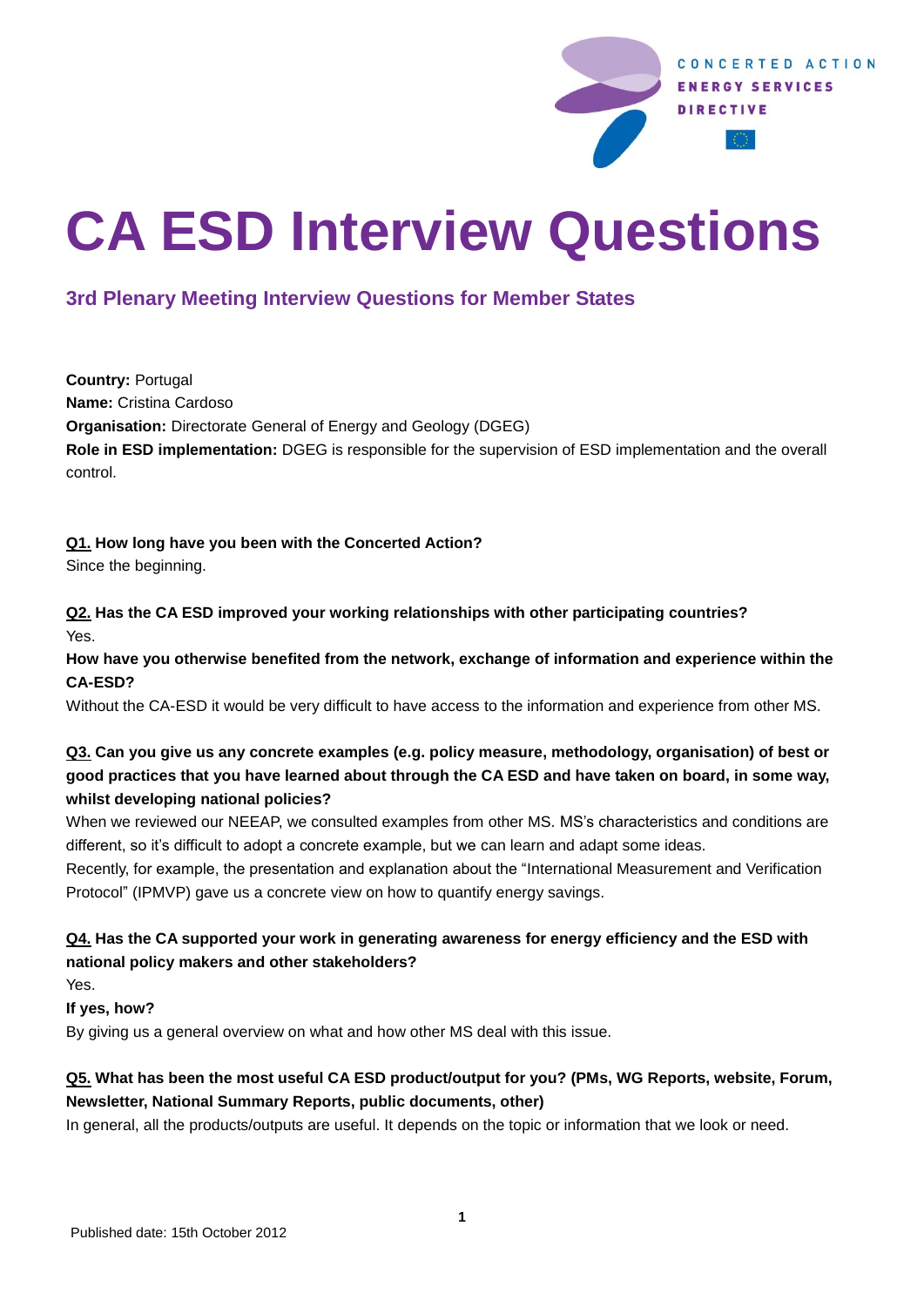CONCERTED ACTION
ENERGY SERVICES
DIRECTIVE

# CA ESD Interview Questions

## 3rd Plenary Meeting Interview Questions for Member States

**Country:** Portugal
**Name:** Cristina Cardoso
**Organisation:** Directorate General of Energy and Geology (DGEG)
**Role in ESD implementation:** DGEG is responsible for the supervision of ESD implementation and the overall control.

**Q1. How long have you been with the Concerted Action?**
Since the beginning.

**Q2. Has the CA ESD improved your working relationships with other participating countries?**
Yes.
**How have you otherwise benefited from the network, exchange of information and experience within the CA-ESD?**
Without the CA-ESD it would be very difficult to have access to the information and experience from other MS.

**Q3. Can you give us any concrete examples (e.g. policy measure, methodology, organisation) of best or good practices that you have learned about through the CA ESD and have taken on board, in some way, whilst developing national policies?**
When we reviewed our NEEAP, we consulted examples from other MS. MS's characteristics and conditions are different, so it's difficult to adopt a concrete example, but we can learn and adapt some ideas.
Recently, for example, the presentation and explanation about the "International Measurement and Verification Protocol" (IPMVP) gave us a concrete view on how to quantify energy savings.

**Q4. Has the CA supported your work in generating awareness for energy efficiency and the ESD with national policy makers and other stakeholders?**
Yes.
**If yes, how?**
By giving us a general overview on what and how other MS deal with this issue.

**Q5. What has been the most useful CA ESD product/output for you? (PMs, WG Reports, website, Forum, Newsletter, National Summary Reports, public documents, other)**
In general, all the products/outputs are useful. It depends on the topic or information that we look or need.

Published date: 15th October 2012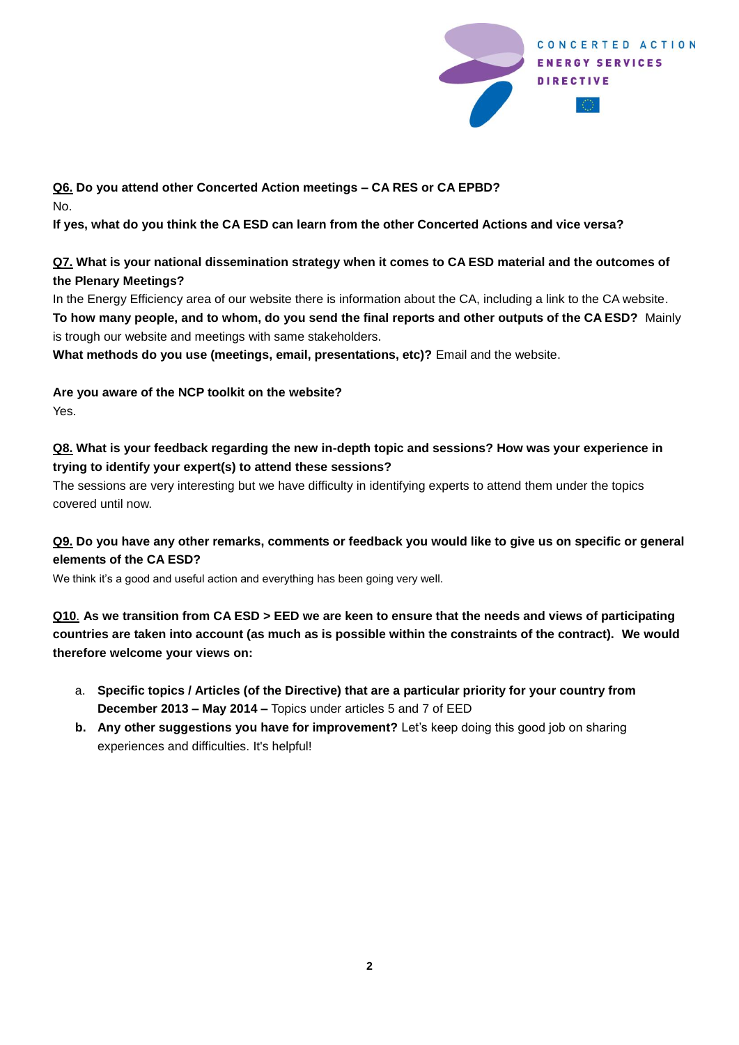**<u>Q6.</u> Do you attend other Concerted Action meetings – CA RES or CA EPBD?**

No.

**If yes, what do you think the CA ESD can learn from the other Concerted Actions and vice versa?**

**<u>Q7.</u> What is your national dissemination strategy when it comes to CA ESD material and the outcomes of the Plenary Meetings?**

In the Energy Efficiency area of our website there is information about the CA, including a link to the CA website.

**To how many people, and to whom, do you send the final reports and other outputs of the CA ESD?** Mainly is trough our website and meetings with same stakeholders.

**What methods do you use (meetings, email, presentations, etc)?** Email and the website.

**Are you aware of the NCP toolkit on the website?**

Yes.

**<u>Q8.</u> What is your feedback regarding the new in-depth topic and sessions? How was your experience in trying to identify your expert(s) to attend these sessions?**

The sessions are very interesting but we have difficulty in identifying experts to attend them under the topics covered until now.

**<u>Q9.</u> Do you have any other remarks, comments or feedback you would like to give us on specific or general elements of the CA ESD?**

We think it's a good and useful action and everything has been going very well.

**<u>Q10</u>. As we transition from CA ESD > EED we are keen to ensure that the needs and views of participating countries are taken into account (as much as is possible within the constraints of the contract). We would therefore welcome your views on:**

a. **Specific topics / Articles (of the Directive) that are a particular priority for your country from December 2013 – May 2014 –** Topics under articles 5 and 7 of EED
b. **Any other suggestions you have for improvement?** Let's keep doing this good job on sharing experiences and difficulties. It's helpful!